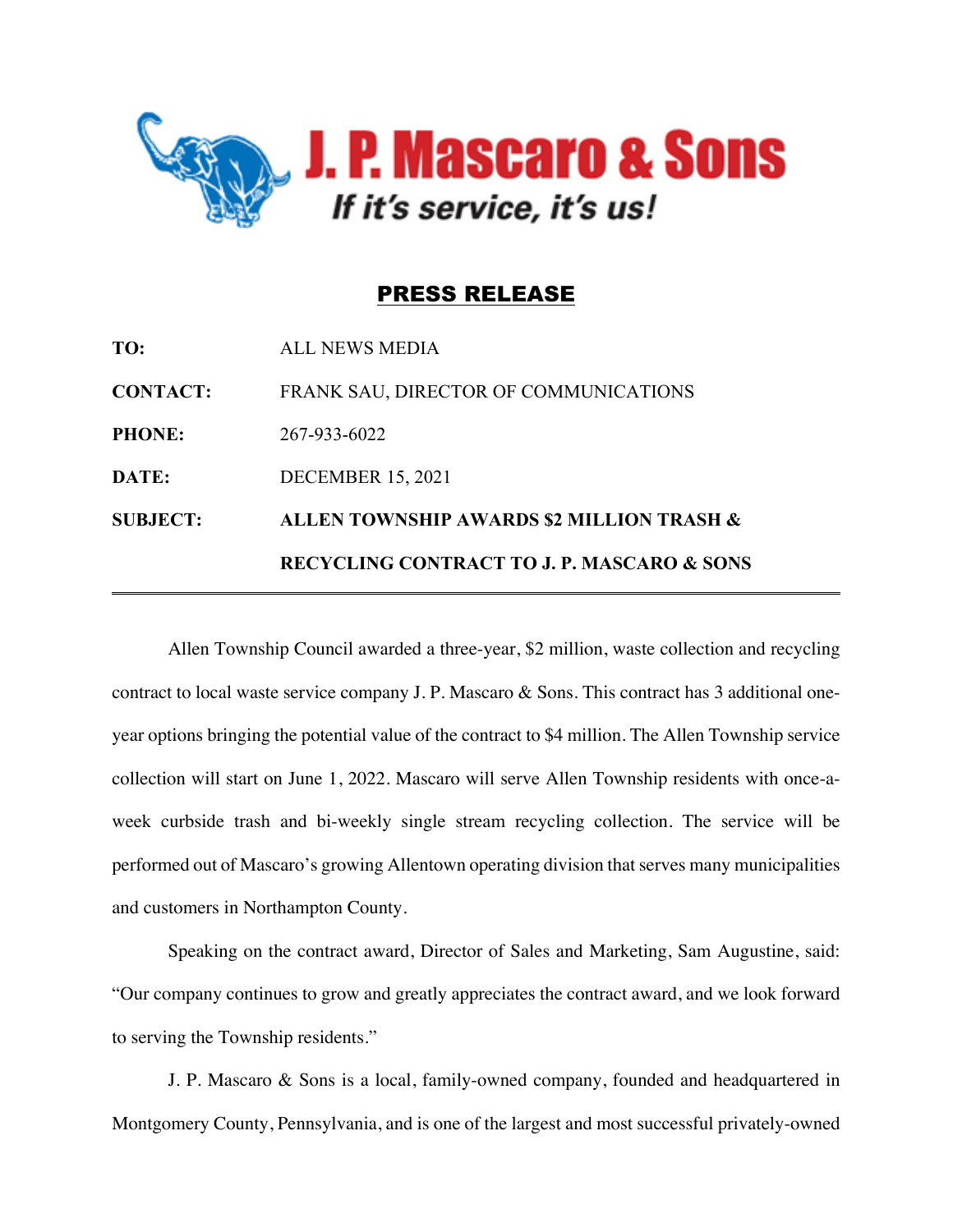# J. P. Mascaro & Sons

*If it's service, it's us!*

## PRESS RELEASE

**TO:** ALL NEWS MEDIA

**CONTACT:** FRANK SAU, DIRECTOR OF COMMUNICATIONS

**PHONE:** 267-933-6022

**DATE:** DECEMBER 15, 2021

**SUBJECT:** **ALLEN TOWNSHIP AWARDS $2 MILLION TRASH & RECYCLING CONTRACT TO J. P. MASCARO & SONS**

---

Allen Township Council awarded a three-year, $2 million, waste collection and recycling contract to local waste service company J. P. Mascaro & Sons. This contract has 3 additional one-year options bringing the potential value of the contract to $4 million. The Allen Township service collection will start on June 1, 2022. Mascaro will serve Allen Township residents with once-a-week curbside trash and bi-weekly single stream recycling collection. The service will be performed out of Mascaro's growing Allentown operating division that serves many municipalities and customers in Northampton County.

Speaking on the contract award, Director of Sales and Marketing, Sam Augustine, said: "Our company continues to grow and greatly appreciates the contract award, and we look forward to serving the Township residents."

J. P. Mascaro & Sons is a local, family-owned company, founded and headquartered in Montgomery County, Pennsylvania, and is one of the largest and most successful privately-owned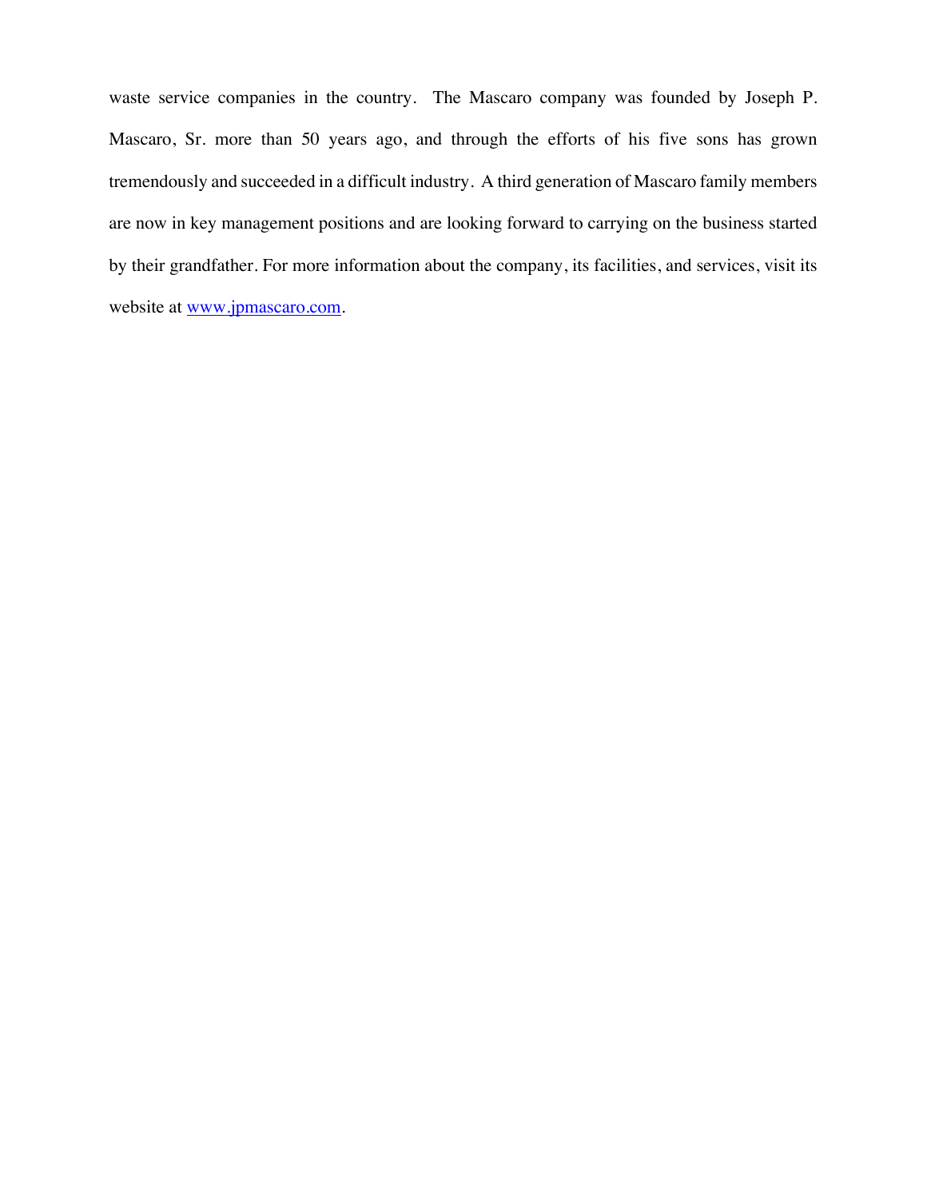waste service companies in the country. The Mascaro company was founded by Joseph P. Mascaro, Sr. more than 50 years ago, and through the efforts of his five sons has grown tremendously and succeeded in a difficult industry. A third generation of Mascaro family members are now in key management positions and are looking forward to carrying on the business started by their grandfather. For more information about the company, its facilities, and services, visit its website at [www.jpmascaro.com](http://www.jpmascaro.com).